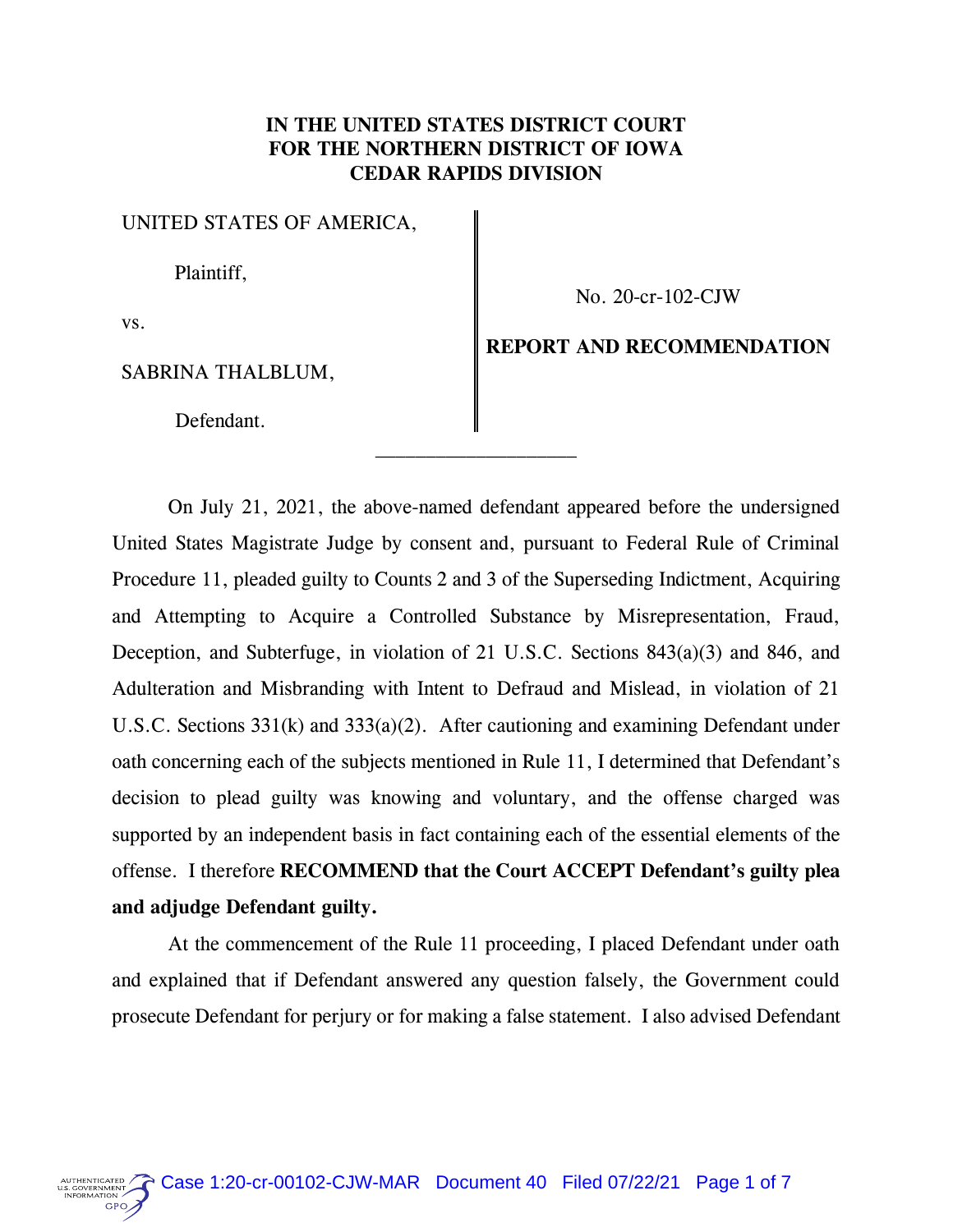**IN THE UNITED STATES DISTRICT COURT**
**FOR THE NORTHERN DISTRICT OF IOWA**
**CEDAR RAPIDS DIVISION**

| | |
|---|---|
| UNITED STATES OF AMERICA,<br><br>Plaintiff,<br><br>vs.<br><br>SABRINA THALBLUM,<br><br>Defendant. | No. 20-cr-102-CJW<br><br>**REPORT AND RECOMMENDATION** |

---

On July 21, 2021, the above-named defendant appeared before the undersigned United States Magistrate Judge by consent and, pursuant to Federal Rule of Criminal Procedure 11, pleaded guilty to Counts 2 and 3 of the Superseding Indictment, Acquiring and Attempting to Acquire a Controlled Substance by Misrepresentation, Fraud, Deception, and Subterfuge, in violation of 21 U.S.C. Sections 843(a)(3) and 846, and Adulteration and Misbranding with Intent to Defraud and Mislead, in violation of 21 U.S.C. Sections 331(k) and 333(a)(2). After cautioning and examining Defendant under oath concerning each of the subjects mentioned in Rule 11, I determined that Defendant's decision to plead guilty was knowing and voluntary, and the offense charged was supported by an independent basis in fact containing each of the essential elements of the offense. I therefore **RECOMMEND that the Court ACCEPT Defendant's guilty plea and adjudge Defendant guilty.**

At the commencement of the Rule 11 proceeding, I placed Defendant under oath and explained that if Defendant answered any question falsely, the Government could prosecute Defendant for perjury or for making a false statement. I also advised Defendant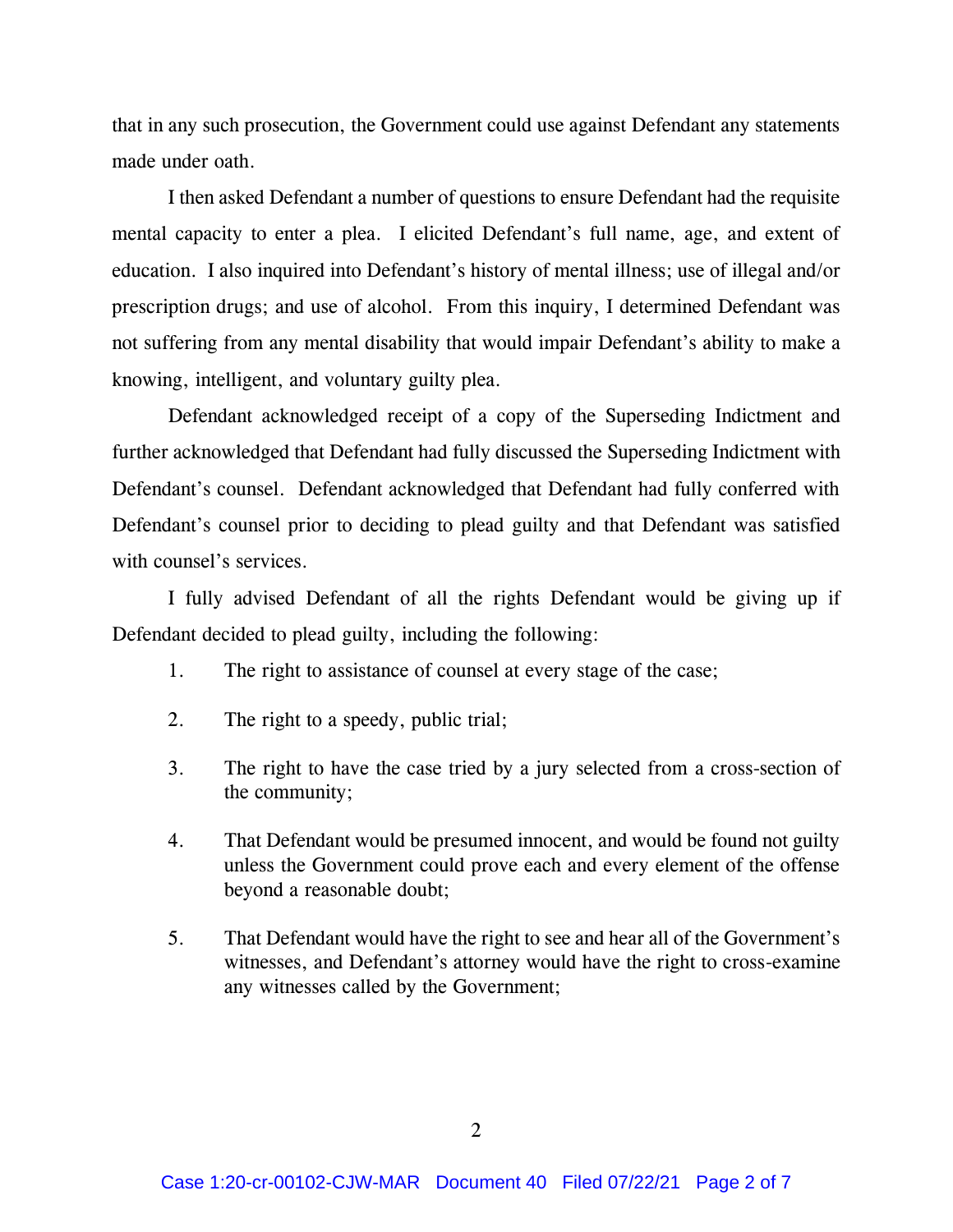that in any such prosecution, the Government could use against Defendant any statements made under oath.

I then asked Defendant a number of questions to ensure Defendant had the requisite mental capacity to enter a plea. I elicited Defendant's full name, age, and extent of education. I also inquired into Defendant's history of mental illness; use of illegal and/or prescription drugs; and use of alcohol. From this inquiry, I determined Defendant was not suffering from any mental disability that would impair Defendant's ability to make a knowing, intelligent, and voluntary guilty plea.

Defendant acknowledged receipt of a copy of the Superseding Indictment and further acknowledged that Defendant had fully discussed the Superseding Indictment with Defendant's counsel. Defendant acknowledged that Defendant had fully conferred with Defendant's counsel prior to deciding to plead guilty and that Defendant was satisfied with counsel's services.

I fully advised Defendant of all the rights Defendant would be giving up if Defendant decided to plead guilty, including the following:

1. The right to assistance of counsel at every stage of the case;

2. The right to a speedy, public trial;

3. The right to have the case tried by a jury selected from a cross-section of the community;

4. That Defendant would be presumed innocent, and would be found not guilty unless the Government could prove each and every element of the offense beyond a reasonable doubt;

5. That Defendant would have the right to see and hear all of the Government's witnesses, and Defendant's attorney would have the right to cross-examine any witnesses called by the Government;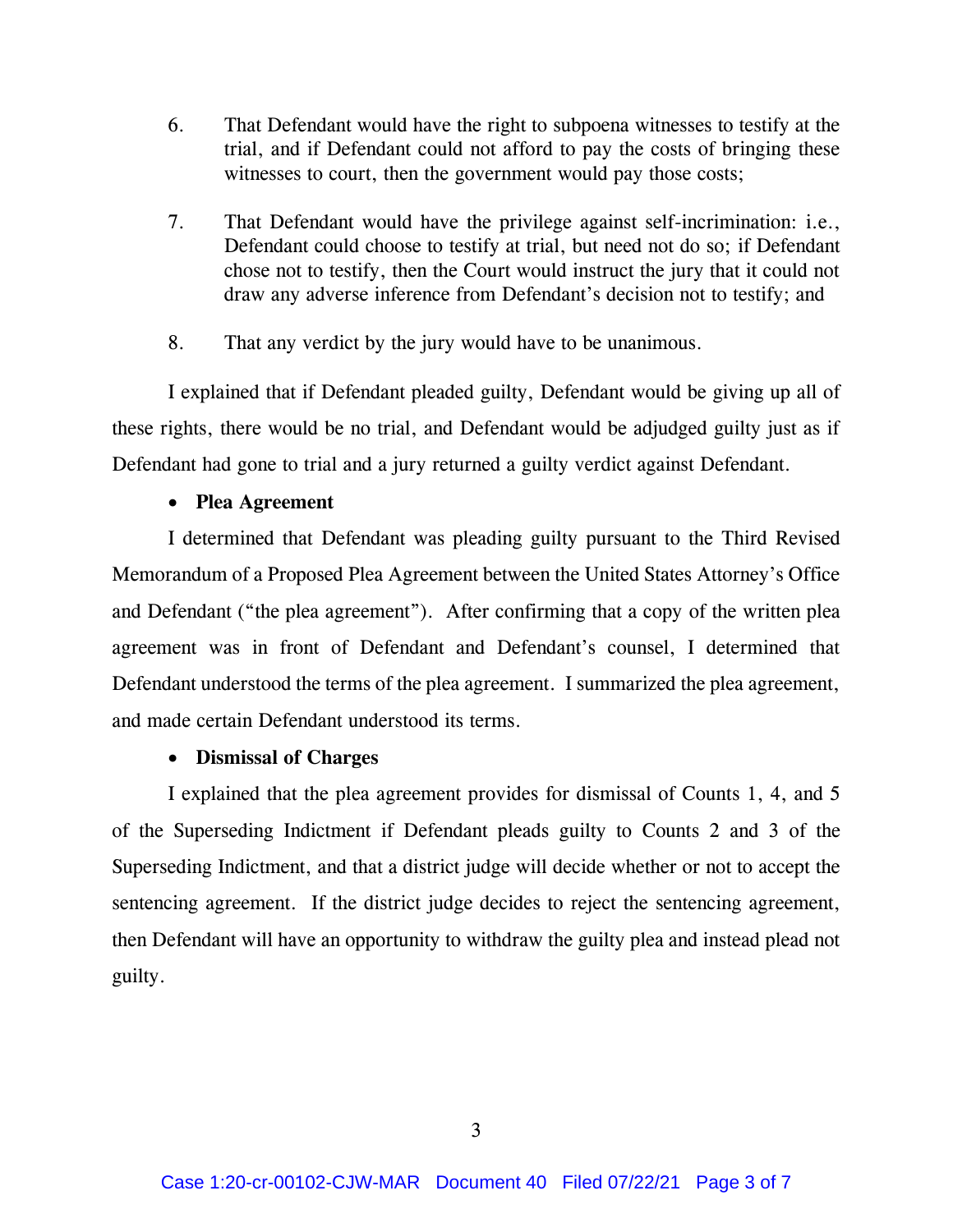6. That Defendant would have the right to subpoena witnesses to testify at the trial, and if Defendant could not afford to pay the costs of bringing these witnesses to court, then the government would pay those costs;

7. That Defendant would have the privilege against self-incrimination: i.e., Defendant could choose to testify at trial, but need not do so; if Defendant chose not to testify, then the Court would instruct the jury that it could not draw any adverse inference from Defendant's decision not to testify; and

8. That any verdict by the jury would have to be unanimous.

I explained that if Defendant pleaded guilty, Defendant would be giving up all of these rights, there would be no trial, and Defendant would be adjudged guilty just as if Defendant had gone to trial and a jury returned a guilty verdict against Defendant.

- **Plea Agreement**

I determined that Defendant was pleading guilty pursuant to the Third Revised Memorandum of a Proposed Plea Agreement between the United States Attorney's Office and Defendant ("the plea agreement"). After confirming that a copy of the written plea agreement was in front of Defendant and Defendant's counsel, I determined that Defendant understood the terms of the plea agreement. I summarized the plea agreement, and made certain Defendant understood its terms.

- **Dismissal of Charges**

I explained that the plea agreement provides for dismissal of Counts 1, 4, and 5 of the Superseding Indictment if Defendant pleads guilty to Counts 2 and 3 of the Superseding Indictment, and that a district judge will decide whether or not to accept the sentencing agreement. If the district judge decides to reject the sentencing agreement, then Defendant will have an opportunity to withdraw the guilty plea and instead plead not guilty.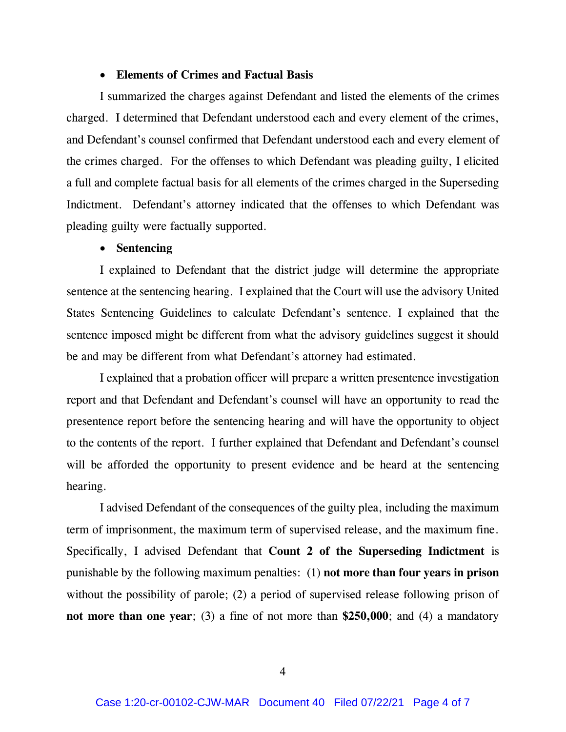- **Elements of Crimes and Factual Basis**

I summarized the charges against Defendant and listed the elements of the crimes charged. I determined that Defendant understood each and every element of the crimes, and Defendant's counsel confirmed that Defendant understood each and every element of the crimes charged. For the offenses to which Defendant was pleading guilty, I elicited a full and complete factual basis for all elements of the crimes charged in the Superseding Indictment. Defendant's attorney indicated that the offenses to which Defendant was pleading guilty were factually supported.

- **Sentencing**

I explained to Defendant that the district judge will determine the appropriate sentence at the sentencing hearing. I explained that the Court will use the advisory United States Sentencing Guidelines to calculate Defendant's sentence. I explained that the sentence imposed might be different from what the advisory guidelines suggest it should be and may be different from what Defendant's attorney had estimated.

I explained that a probation officer will prepare a written presentence investigation report and that Defendant and Defendant's counsel will have an opportunity to read the presentence report before the sentencing hearing and will have the opportunity to object to the contents of the report. I further explained that Defendant and Defendant's counsel will be afforded the opportunity to present evidence and be heard at the sentencing hearing.

I advised Defendant of the consequences of the guilty plea, including the maximum term of imprisonment, the maximum term of supervised release, and the maximum fine. Specifically, I advised Defendant that **Count 2 of the Superseding Indictment** is punishable by the following maximum penalties: (1) **not more than four years in prison** without the possibility of parole; (2) a period of supervised release following prison of **not more than one year**; (3) a fine of not more than **$250,000**; and (4) a mandatory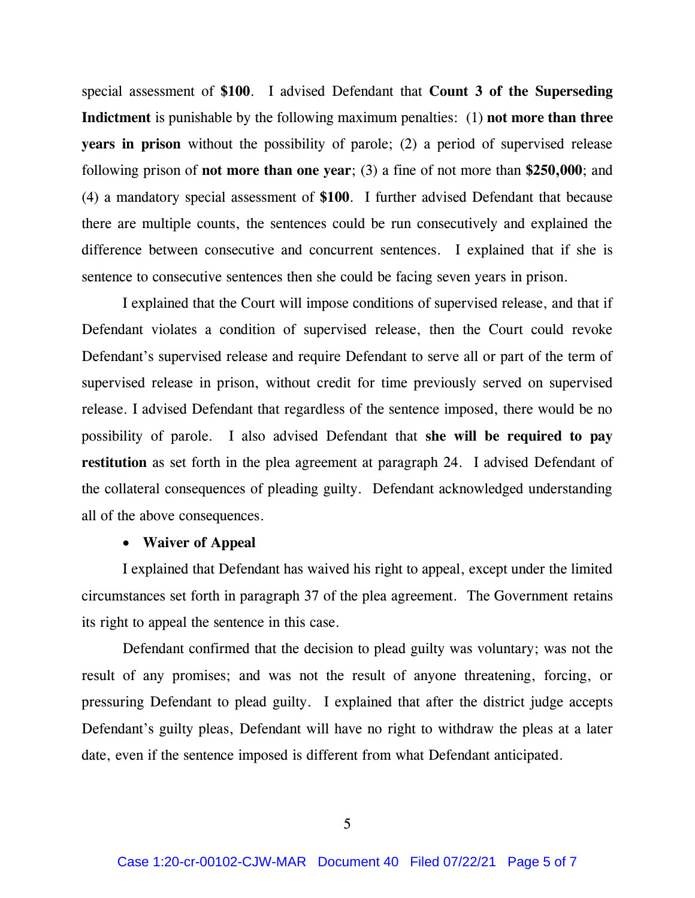special assessment of **$100**. I advised Defendant that **Count 3 of the Superseding Indictment** is punishable by the following maximum penalties: (1) **not more than three years in prison** without the possibility of parole; (2) a period of supervised release following prison of **not more than one year**; (3) a fine of not more than **$250,000**; and (4) a mandatory special assessment of **$100**. I further advised Defendant that because there are multiple counts, the sentences could be run consecutively and explained the difference between consecutive and concurrent sentences. I explained that if she is sentence to consecutive sentences then she could be facing seven years in prison.

I explained that the Court will impose conditions of supervised release, and that if Defendant violates a condition of supervised release, then the Court could revoke Defendant's supervised release and require Defendant to serve all or part of the term of supervised release in prison, without credit for time previously served on supervised release. I advised Defendant that regardless of the sentence imposed, there would be no possibility of parole. I also advised Defendant that **she will be required to pay restitution** as set forth in the plea agreement at paragraph 24. I advised Defendant of the collateral consequences of pleading guilty. Defendant acknowledged understanding all of the above consequences.

- **Waiver of Appeal**

I explained that Defendant has waived his right to appeal, except under the limited circumstances set forth in paragraph 37 of the plea agreement. The Government retains its right to appeal the sentence in this case.

Defendant confirmed that the decision to plead guilty was voluntary; was not the result of any promises; and was not the result of anyone threatening, forcing, or pressuring Defendant to plead guilty. I explained that after the district judge accepts Defendant's guilty pleas, Defendant will have no right to withdraw the pleas at a later date, even if the sentence imposed is different from what Defendant anticipated.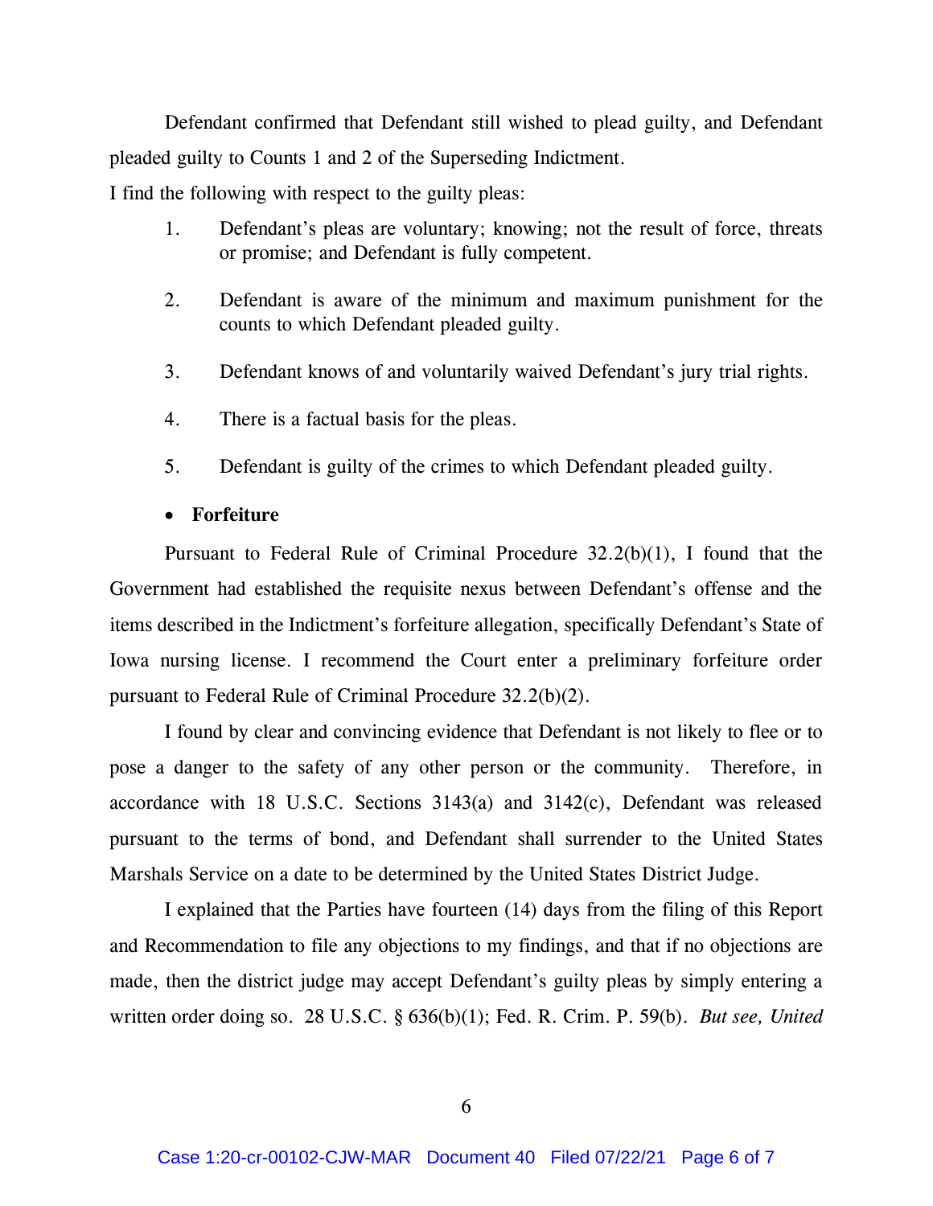Defendant confirmed that Defendant still wished to plead guilty, and Defendant pleaded guilty to Counts 1 and 2 of the Superseding Indictment.

I find the following with respect to the guilty pleas:

1. Defendant's pleas are voluntary; knowing; not the result of force, threats or promise; and Defendant is fully competent.

2. Defendant is aware of the minimum and maximum punishment for the counts to which Defendant pleaded guilty.

3. Defendant knows of and voluntarily waived Defendant's jury trial rights.

4. There is a factual basis for the pleas.

5. Defendant is guilty of the crimes to which Defendant pleaded guilty.

- **Forfeiture**

Pursuant to Federal Rule of Criminal Procedure 32.2(b)(1), I found that the Government had established the requisite nexus between Defendant's offense and the items described in the Indictment's forfeiture allegation, specifically Defendant's State of Iowa nursing license. I recommend the Court enter a preliminary forfeiture order pursuant to Federal Rule of Criminal Procedure 32.2(b)(2).

I found by clear and convincing evidence that Defendant is not likely to flee or to pose a danger to the safety of any other person or the community. Therefore, in accordance with 18 U.S.C. Sections 3143(a) and 3142(c), Defendant was released pursuant to the terms of bond, and Defendant shall surrender to the United States Marshals Service on a date to be determined by the United States District Judge.

I explained that the Parties have fourteen (14) days from the filing of this Report and Recommendation to file any objections to my findings, and that if no objections are made, then the district judge may accept Defendant's guilty pleas by simply entering a written order doing so. 28 U.S.C. § 636(b)(1); Fed. R. Crim. P. 59(b). *But see, United*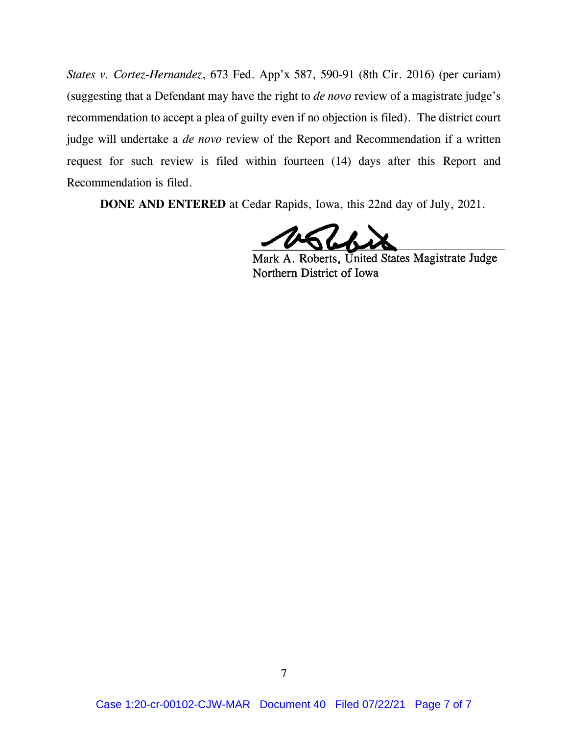*States v. Cortez-Hernandez*, 673 Fed. App'x 587, 590-91 (8th Cir. 2016) (per curiam) (suggesting that a Defendant may have the right to *de novo* review of a magistrate judge's recommendation to accept a plea of guilty even if no objection is filed). The district court judge will undertake a *de novo* review of the Report and Recommendation if a written request for such review is filed within fourteen (14) days after this Report and Recommendation is filed.

**DONE AND ENTERED** at Cedar Rapids, Iowa, this 22nd day of July, 2021.

Mark A. Roberts, United States Magistrate Judge
Northern District of Iowa